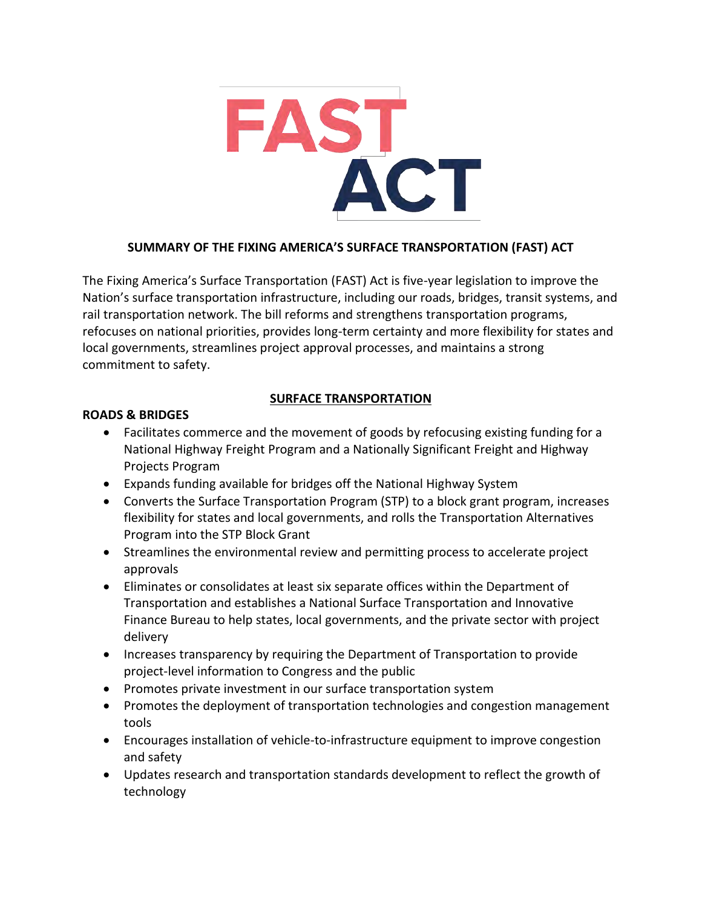# FAST ACT

## SUMMARY OF THE FIXING AMERICA'S SURFACE TRANSPORTATION (FAST) ACT

The Fixing America's Surface Transportation (FAST) Act is five-year legislation to improve the Nation's surface transportation infrastructure, including our roads, bridges, transit systems, and rail transportation network. The bill reforms and strengthens transportation programs, refocuses on national priorities, provides long-term certainty and more flexibility for states and local governments, streamlines project approval processes, and maintains a strong commitment to safety.

## SURFACE TRANSPORTATION

### ROADS & BRIDGES

- Facilitates commerce and the movement of goods by refocusing existing funding for a National Highway Freight Program and a Nationally Significant Freight and Highway Projects Program
- Expands funding available for bridges off the National Highway System
- Converts the Surface Transportation Program (STP) to a block grant program, increases flexibility for states and local governments, and rolls the Transportation Alternatives Program into the STP Block Grant
- Streamlines the environmental review and permitting process to accelerate project approvals
- Eliminates or consolidates at least six separate offices within the Department of Transportation and establishes a National Surface Transportation and Innovative Finance Bureau to help states, local governments, and the private sector with project delivery
- Increases transparency by requiring the Department of Transportation to provide project-level information to Congress and the public
- Promotes private investment in our surface transportation system
- Promotes the deployment of transportation technologies and congestion management tools
- Encourages installation of vehicle-to-infrastructure equipment to improve congestion and safety
- Updates research and transportation standards development to reflect the growth of technology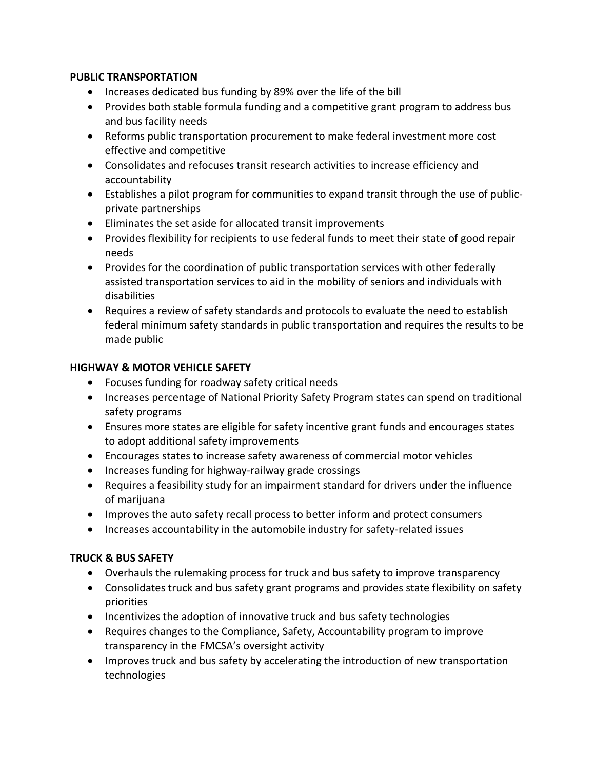**PUBLIC TRANSPORTATION**

- Increases dedicated bus funding by 89% over the life of the bill
- Provides both stable formula funding and a competitive grant program to address bus and bus facility needs
- Reforms public transportation procurement to make federal investment more cost effective and competitive
- Consolidates and refocuses transit research activities to increase efficiency and accountability
- Establishes a pilot program for communities to expand transit through the use of public-private partnerships
- Eliminates the set aside for allocated transit improvements
- Provides flexibility for recipients to use federal funds to meet their state of good repair needs
- Provides for the coordination of public transportation services with other federally assisted transportation services to aid in the mobility of seniors and individuals with disabilities
- Requires a review of safety standards and protocols to evaluate the need to establish federal minimum safety standards in public transportation and requires the results to be made public

**HIGHWAY & MOTOR VEHICLE SAFETY**

- Focuses funding for roadway safety critical needs
- Increases percentage of National Priority Safety Program states can spend on traditional safety programs
- Ensures more states are eligible for safety incentive grant funds and encourages states to adopt additional safety improvements
- Encourages states to increase safety awareness of commercial motor vehicles
- Increases funding for highway-railway grade crossings
- Requires a feasibility study for an impairment standard for drivers under the influence of marijuana
- Improves the auto safety recall process to better inform and protect consumers
- Increases accountability in the automobile industry for safety-related issues

**TRUCK & BUS SAFETY**

- Overhauls the rulemaking process for truck and bus safety to improve transparency
- Consolidates truck and bus safety grant programs and provides state flexibility on safety priorities
- Incentivizes the adoption of innovative truck and bus safety technologies
- Requires changes to the Compliance, Safety, Accountability program to improve transparency in the FMCSA's oversight activity
- Improves truck and bus safety by accelerating the introduction of new transportation technologies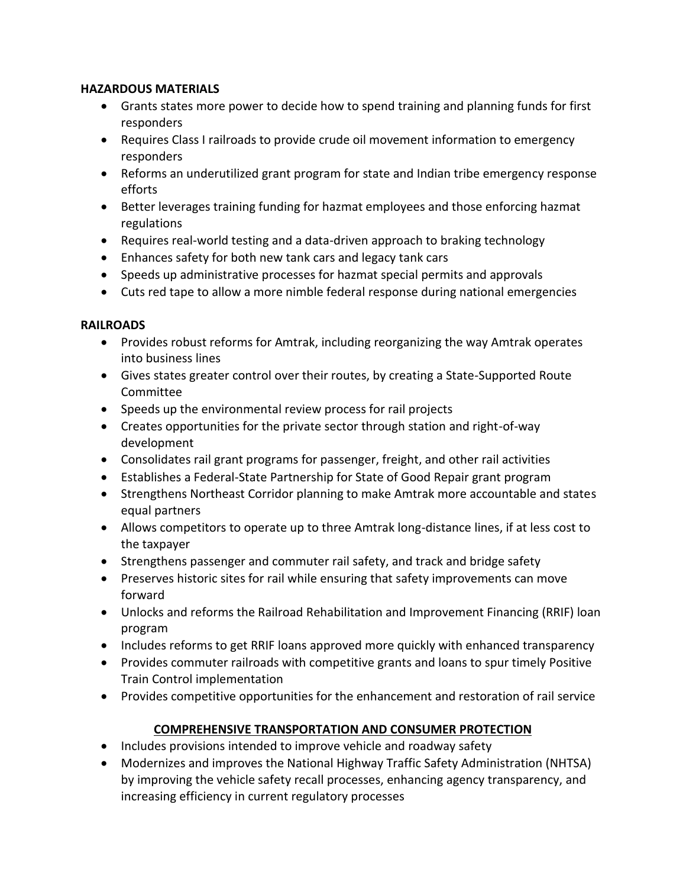**HAZARDOUS MATERIALS**

- Grants states more power to decide how to spend training and planning funds for first responders
- Requires Class I railroads to provide crude oil movement information to emergency responders
- Reforms an underutilized grant program for state and Indian tribe emergency response efforts
- Better leverages training funding for hazmat employees and those enforcing hazmat regulations
- Requires real-world testing and a data-driven approach to braking technology
- Enhances safety for both new tank cars and legacy tank cars
- Speeds up administrative processes for hazmat special permits and approvals
- Cuts red tape to allow a more nimble federal response during national emergencies

**RAILROADS**

- Provides robust reforms for Amtrak, including reorganizing the way Amtrak operates into business lines
- Gives states greater control over their routes, by creating a State-Supported Route Committee
- Speeds up the environmental review process for rail projects
- Creates opportunities for the private sector through station and right-of-way development
- Consolidates rail grant programs for passenger, freight, and other rail activities
- Establishes a Federal-State Partnership for State of Good Repair grant program
- Strengthens Northeast Corridor planning to make Amtrak more accountable and states equal partners
- Allows competitors to operate up to three Amtrak long-distance lines, if at less cost to the taxpayer
- Strengthens passenger and commuter rail safety, and track and bridge safety
- Preserves historic sites for rail while ensuring that safety improvements can move forward
- Unlocks and reforms the Railroad Rehabilitation and Improvement Financing (RRIF) loan program
- Includes reforms to get RRIF loans approved more quickly with enhanced transparency
- Provides commuter railroads with competitive grants and loans to spur timely Positive Train Control implementation
- Provides competitive opportunities for the enhancement and restoration of rail service

## COMPREHENSIVE TRANSPORTATION AND CONSUMER PROTECTION

- Includes provisions intended to improve vehicle and roadway safety
- Modernizes and improves the National Highway Traffic Safety Administration (NHTSA) by improving the vehicle safety recall processes, enhancing agency transparency, and increasing efficiency in current regulatory processes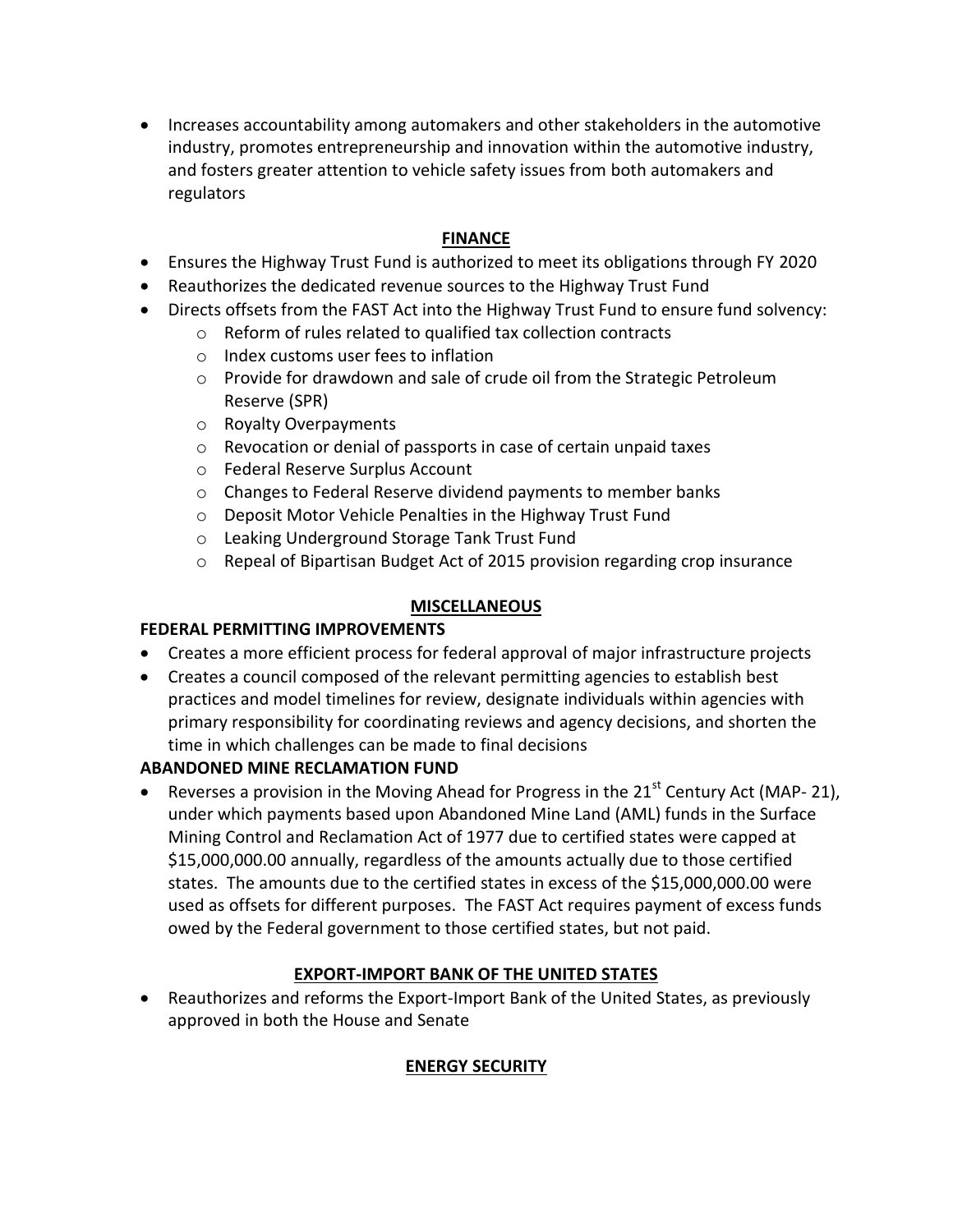- Increases accountability among automakers and other stakeholders in the automotive industry, promotes entrepreneurship and innovation within the automotive industry, and fosters greater attention to vehicle safety issues from both automakers and regulators

## FINANCE

- Ensures the Highway Trust Fund is authorized to meet its obligations through FY 2020
- Reauthorizes the dedicated revenue sources to the Highway Trust Fund
- Directs offsets from the FAST Act into the Highway Trust Fund to ensure fund solvency:
    - Reform of rules related to qualified tax collection contracts
    - Index customs user fees to inflation
    - Provide for drawdown and sale of crude oil from the Strategic Petroleum Reserve (SPR)
    - Royalty Overpayments
    - Revocation or denial of passports in case of certain unpaid taxes
    - Federal Reserve Surplus Account
    - Changes to Federal Reserve dividend payments to member banks
    - Deposit Motor Vehicle Penalties in the Highway Trust Fund
    - Leaking Underground Storage Tank Trust Fund
    - Repeal of Bipartisan Budget Act of 2015 provision regarding crop insurance

## MISCELLANEOUS

### FEDERAL PERMITTING IMPROVEMENTS

- Creates a more efficient process for federal approval of major infrastructure projects
- Creates a council composed of the relevant permitting agencies to establish best practices and model timelines for review, designate individuals within agencies with primary responsibility for coordinating reviews and agency decisions, and shorten the time in which challenges can be made to final decisions

### ABANDONED MINE RECLAMATION FUND

- Reverses a provision in the Moving Ahead for Progress in the 21st Century Act (MAP- 21), under which payments based upon Abandoned Mine Land (AML) funds in the Surface Mining Control and Reclamation Act of 1977 due to certified states were capped at $15,000,000.00 annually, regardless of the amounts actually due to those certified states. The amounts due to the certified states in excess of the $15,000,000.00 were used as offsets for different purposes. The FAST Act requires payment of excess funds owed by the Federal government to those certified states, but not paid.

## EXPORT-IMPORT BANK OF THE UNITED STATES

- Reauthorizes and reforms the Export-Import Bank of the United States, as previously approved in both the House and Senate

## ENERGY SECURITY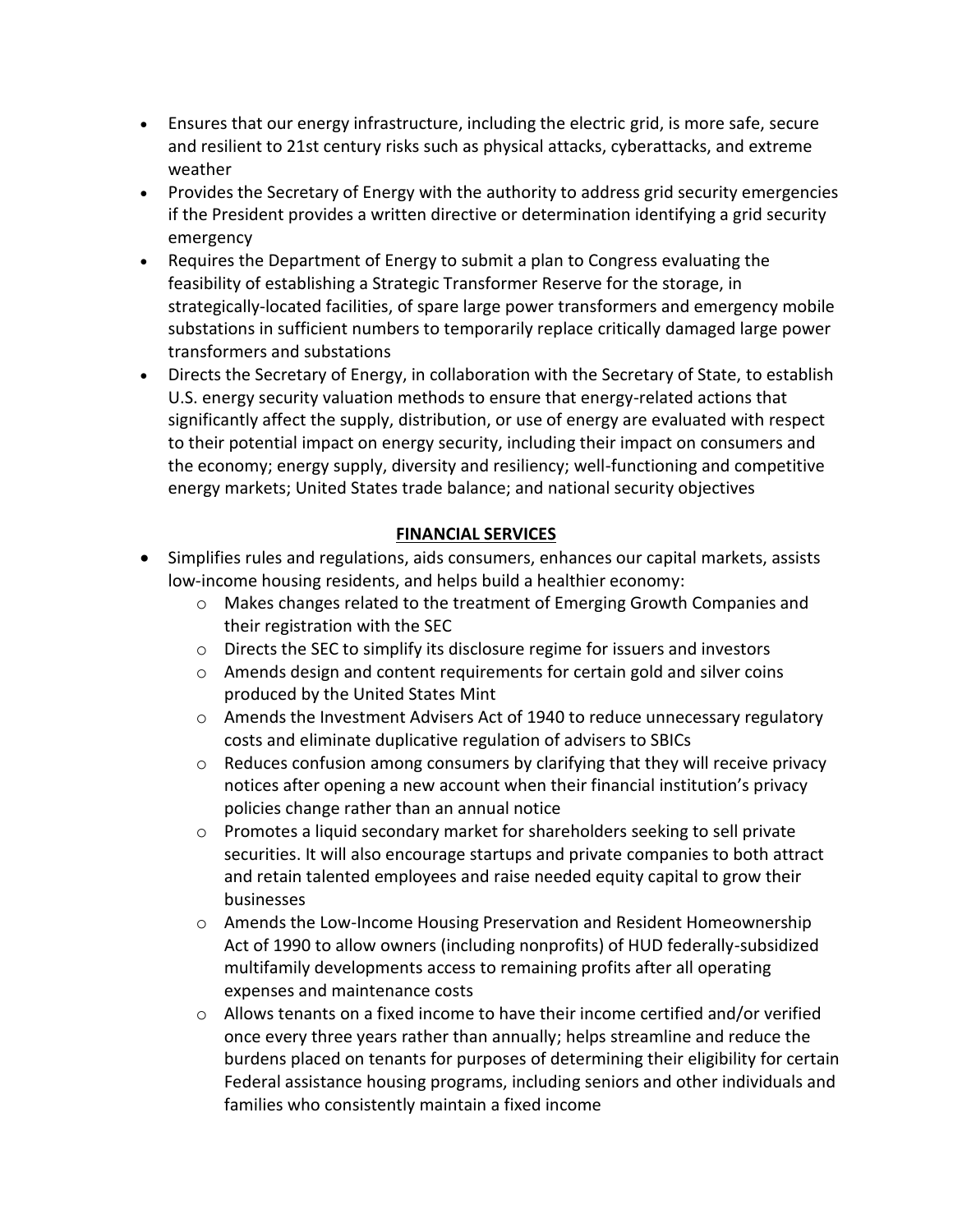- Ensures that our energy infrastructure, including the electric grid, is more safe, secure and resilient to 21st century risks such as physical attacks, cyberattacks, and extreme weather
- Provides the Secretary of Energy with the authority to address grid security emergencies if the President provides a written directive or determination identifying a grid security emergency
- Requires the Department of Energy to submit a plan to Congress evaluating the feasibility of establishing a Strategic Transformer Reserve for the storage, in strategically-located facilities, of spare large power transformers and emergency mobile substations in sufficient numbers to temporarily replace critically damaged large power transformers and substations
- Directs the Secretary of Energy, in collaboration with the Secretary of State, to establish U.S. energy security valuation methods to ensure that energy-related actions that significantly affect the supply, distribution, or use of energy are evaluated with respect to their potential impact on energy security, including their impact on consumers and the economy; energy supply, diversity and resiliency; well-functioning and competitive energy markets; United States trade balance; and national security objectives

## FINANCIAL SERVICES

- Simplifies rules and regulations, aids consumers, enhances our capital markets, assists low-income housing residents, and helps build a healthier economy:
  - Makes changes related to the treatment of Emerging Growth Companies and their registration with the SEC
  - Directs the SEC to simplify its disclosure regime for issuers and investors
  - Amends design and content requirements for certain gold and silver coins produced by the United States Mint
  - Amends the Investment Advisers Act of 1940 to reduce unnecessary regulatory costs and eliminate duplicative regulation of advisers to SBICs
  - Reduces confusion among consumers by clarifying that they will receive privacy notices after opening a new account when their financial institution's privacy policies change rather than an annual notice
  - Promotes a liquid secondary market for shareholders seeking to sell private securities. It will also encourage startups and private companies to both attract and retain talented employees and raise needed equity capital to grow their businesses
  - Amends the Low-Income Housing Preservation and Resident Homeownership Act of 1990 to allow owners (including nonprofits) of HUD federally-subsidized multifamily developments access to remaining profits after all operating expenses and maintenance costs
  - Allows tenants on a fixed income to have their income certified and/or verified once every three years rather than annually; helps streamline and reduce the burdens placed on tenants for purposes of determining their eligibility for certain Federal assistance housing programs, including seniors and other individuals and families who consistently maintain a fixed income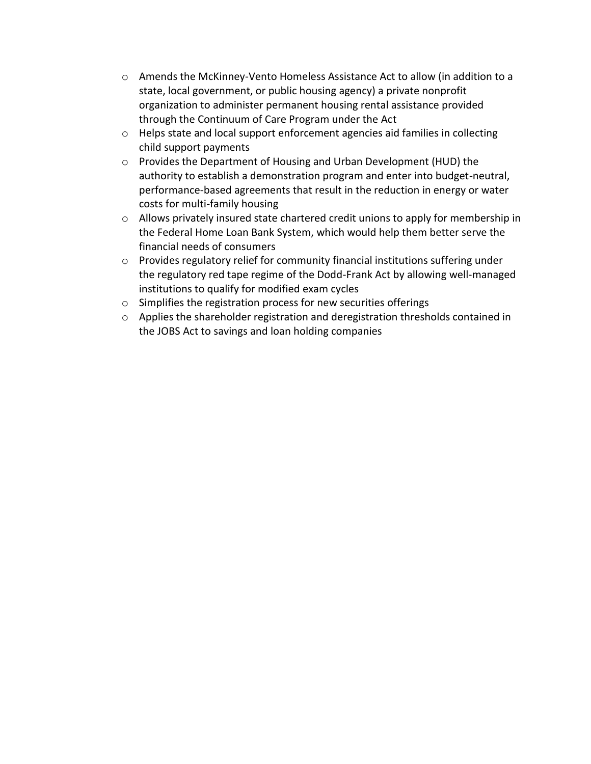- Amends the McKinney-Vento Homeless Assistance Act to allow (in addition to a state, local government, or public housing agency) a private nonprofit organization to administer permanent housing rental assistance provided through the Continuum of Care Program under the Act
- Helps state and local support enforcement agencies aid families in collecting child support payments
- Provides the Department of Housing and Urban Development (HUD) the authority to establish a demonstration program and enter into budget-neutral, performance-based agreements that result in the reduction in energy or water costs for multi-family housing
- Allows privately insured state chartered credit unions to apply for membership in the Federal Home Loan Bank System, which would help them better serve the financial needs of consumers
- Provides regulatory relief for community financial institutions suffering under the regulatory red tape regime of the Dodd-Frank Act by allowing well-managed institutions to qualify for modified exam cycles
- Simplifies the registration process for new securities offerings
- Applies the shareholder registration and deregistration thresholds contained in the JOBS Act to savings and loan holding companies